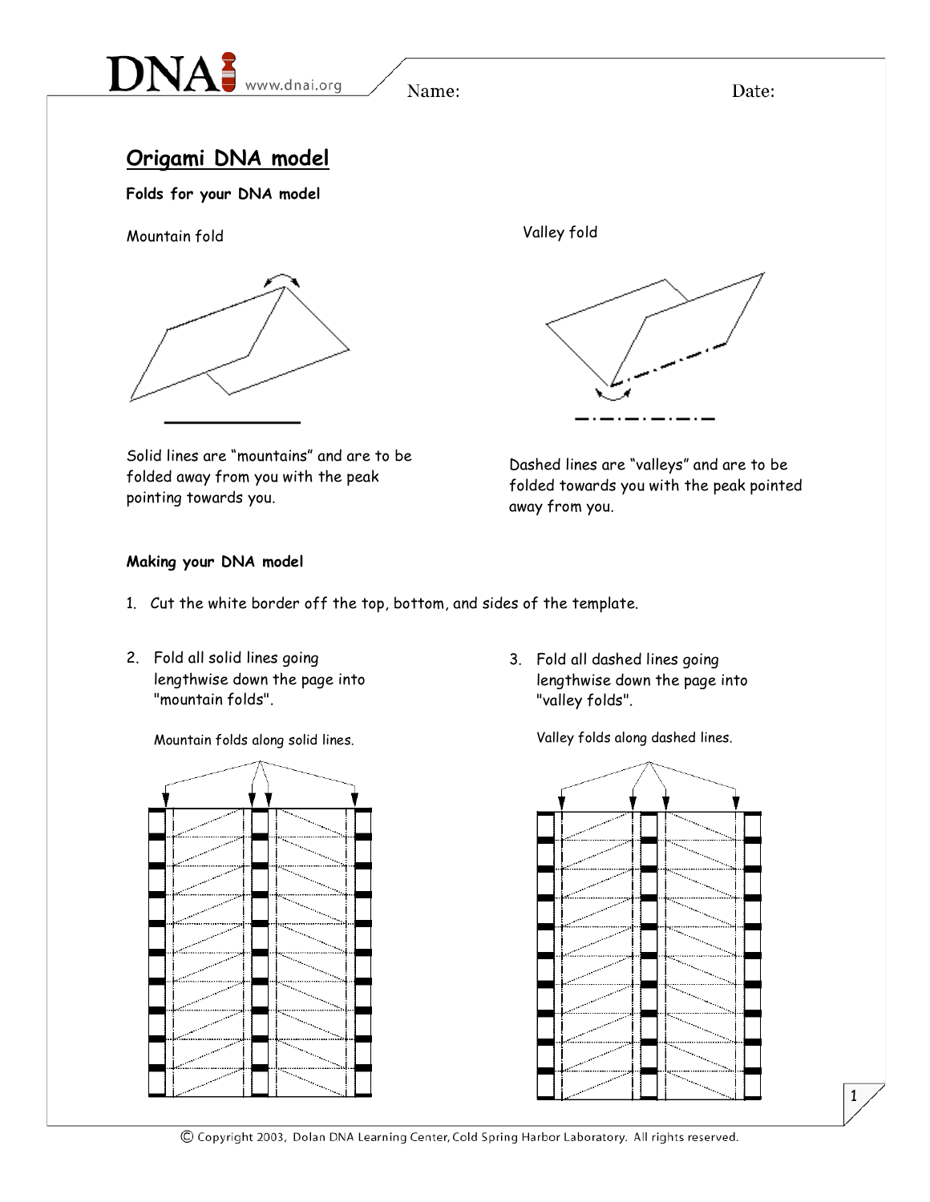Name: Date:

# Origami DNA model

**Folds for your DNA model**

Mountain fold

Solid lines are "mountains" and are to be folded away from you with the peak pointing towards you.

Valley fold

Dashed lines are "valleys" and are to be folded towards you with the peak pointed away from you.

**Making your DNA model**

1. Cut the white border off the top, bottom, and sides of the template.

2. Fold all solid lines going lengthwise down the page into "mountain folds".

   Mountain folds along solid lines.

3. Fold all dashed lines going lengthwise down the page into "valley folds".

   Valley folds along dashed lines.

© Copyright 2003, Dolan DNA Learning Center, Cold Spring Harbor Laboratory. All rights reserved.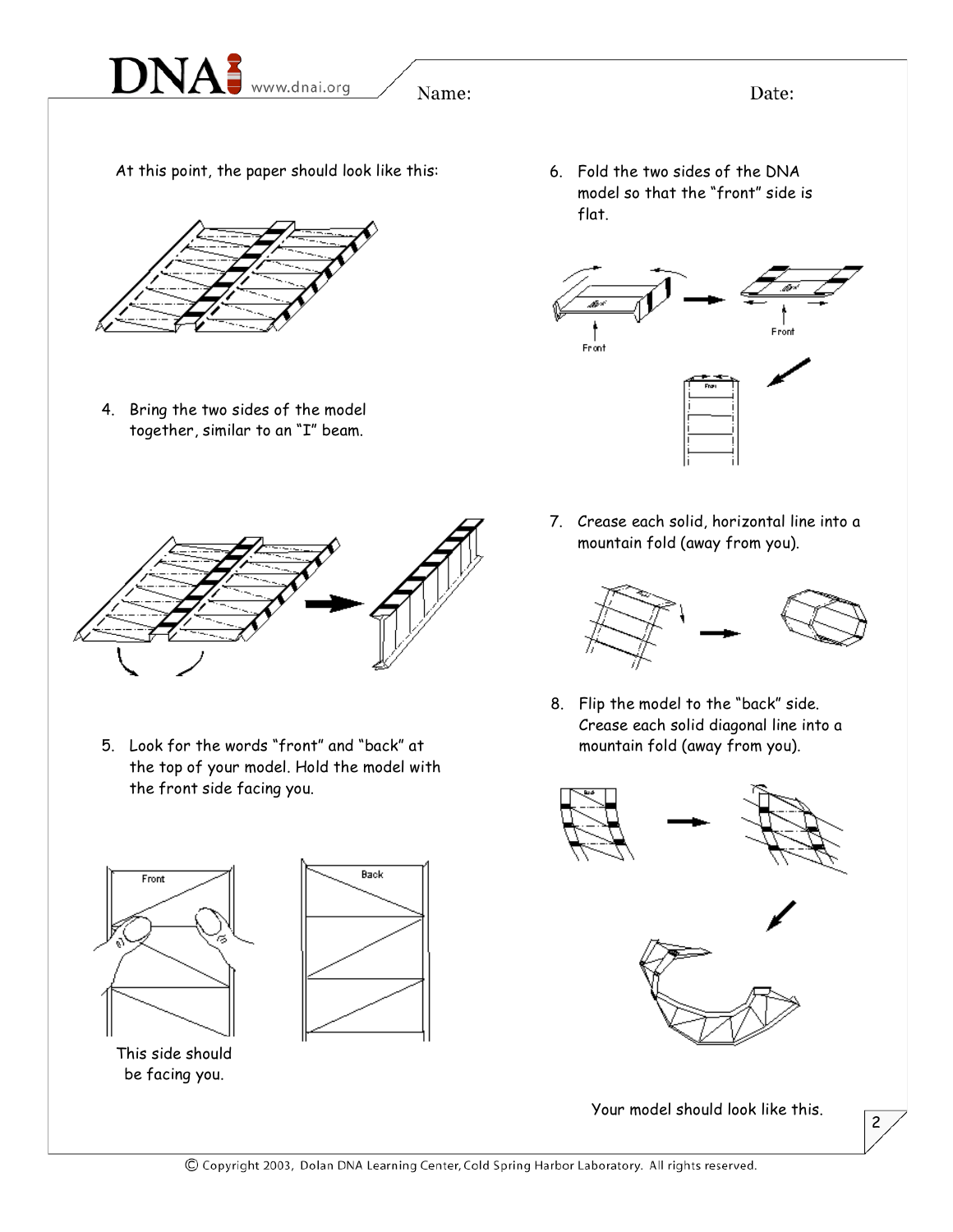At this point, the paper should look like this:

4. Bring the two sides of the model together, similar to an "I" beam.

5. Look for the words "front" and "back" at the top of your model. Hold the model with the front side facing you.

This side should be facing you.

6. Fold the two sides of the DNA model so that the "front" side is flat.

7. Crease each solid, horizontal line into a mountain fold (away from you).

8. Flip the model to the "back" side. Crease each solid diagonal line into a mountain fold (away from you).

Your model should look like this.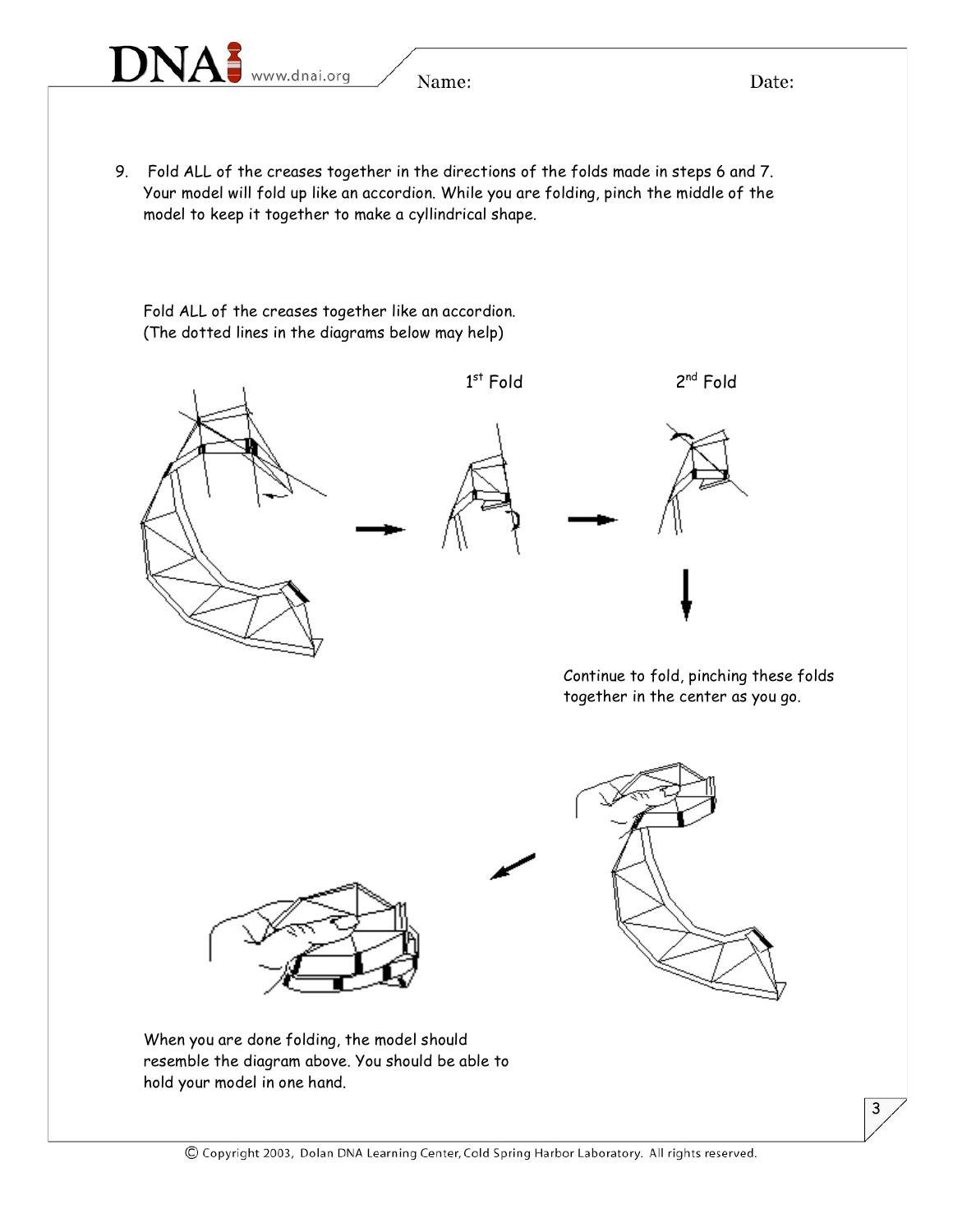9. Fold ALL of the creases together in the directions of the folds made in steps 6 and 7. Your model will fold up like an accordion. While you are folding, pinch the middle of the model to keep it together to make a cyllindrical shape.

Fold ALL of the creases together like an accordion.
(The dotted lines in the diagrams below may help)

1st Fold

2nd Fold

Continue to fold, pinching these folds together in the center as you go.

When you are done folding, the model should resemble the diagram above. You should be able to hold your model in one hand.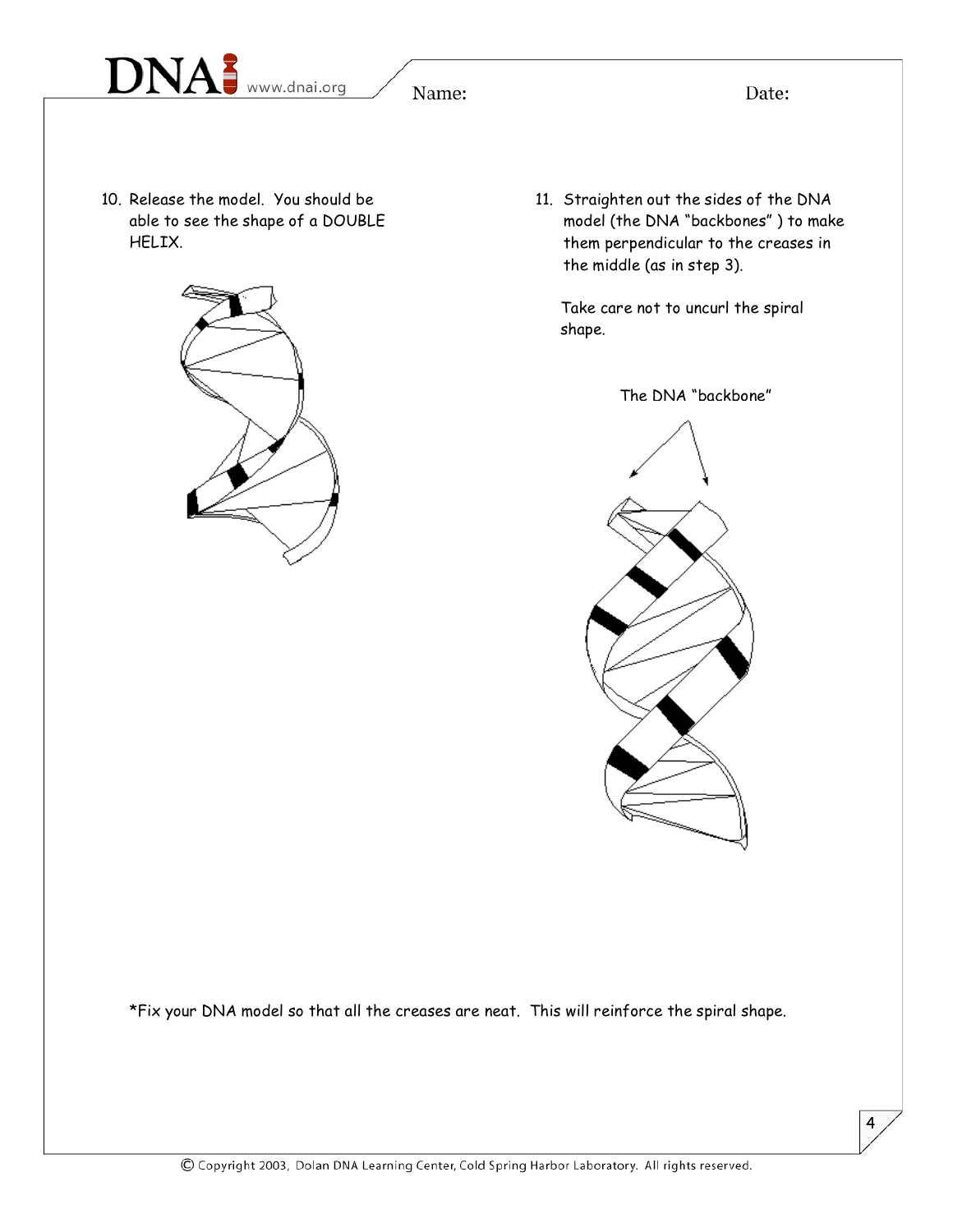10. Release the model. You should be able to see the shape of a DOUBLE HELIX.

11. Straighten out the sides of the DNA model (the DNA "backbones" ) to make them perpendicular to the creases in the middle (as in step 3).

    Take care not to uncurl the spiral shape.

The DNA "backbone"

*Fix your DNA model so that all the creases are neat. This will reinforce the spiral shape.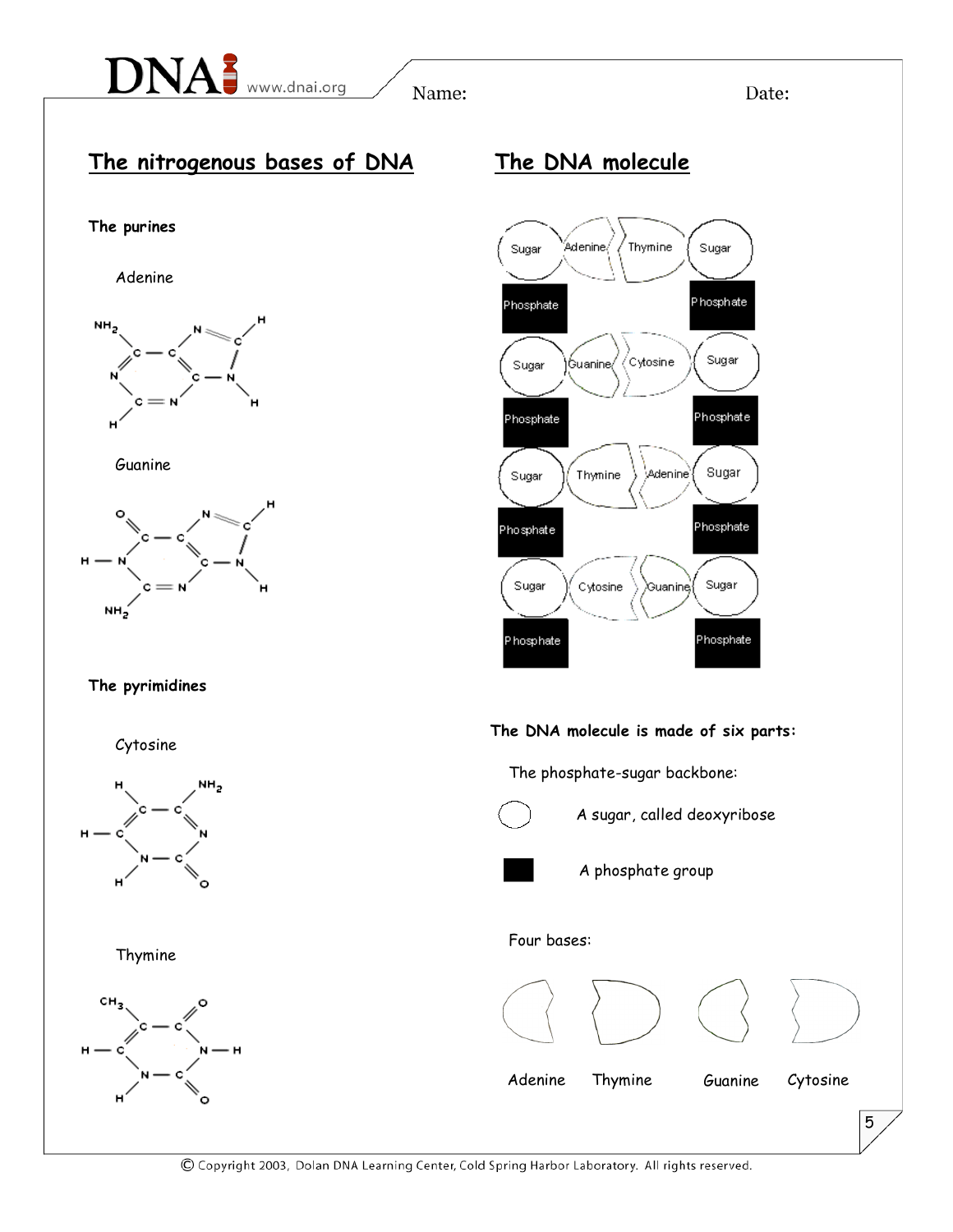Name: Date:

## The nitrogenous bases of DNA

**The purines**

Adenine

Guanine

**The pyrimidines**

Cytosine

Thymine

## The DNA molecule

**The DNA molecule is made of six parts:**

The phosphate-sugar backbone:

A sugar, called deoxyribose

A phosphate group

Four bases:

Adenine Thymine Guanine Cytosine